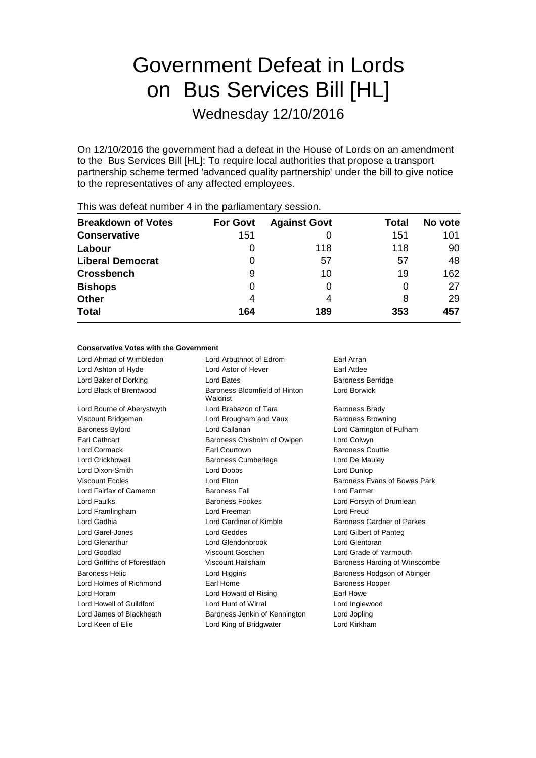# Government Defeat in Lords on Bus Services Bill [HL]

## Wednesday 12/10/2016

On 12/10/2016 the government had a defeat in the House of Lords on an amendment to the Bus Services Bill [HL]: To require local authorities that propose a transport partnership scheme termed 'advanced quality partnership' under the bill to give notice to the representatives of any affected employees.

This was defeat number 4 in the parliamentary session.

| Breakdown of Votes | For Govt | Against Govt | Total | No vote |
|---|---|---|---|---|
| **Conservative** | 151 | 0 | 151 | 101 |
| **Labour** | 0 | 118 | 118 | 90 |
| **Liberal Democrat** | 0 | 57 | 57 | 48 |
| **Crossbench** | 9 | 10 | 19 | 162 |
| **Bishops** | 0 | 0 | 0 | 27 |
| **Other** | 4 | 4 | 8 | 29 |
| **Total** | **164** | **189** | **353** | **457** |

**Conservative Votes with the Government**

| | | |
|---|---|---|
| Lord Ahmad of Wimbledon | Lord Arbuthnot of Edrom | Earl Arran |
| Lord Ashton of Hyde | Lord Astor of Hever | Earl Attlee |
| Lord Baker of Dorking | Lord Bates | Baroness Berridge |
| Lord Black of Brentwood | Baroness Bloomfield of Hinton Waldrist | Lord Borwick |
| Lord Bourne of Aberystwyth | Lord Brabazon of Tara | Baroness Brady |
| Viscount Bridgeman | Lord Brougham and Vaux | Baroness Browning |
| Baroness Byford | Lord Callanan | Lord Carrington of Fulham |
| Earl Cathcart | Baroness Chisholm of Owlpen | Lord Colwyn |
| Lord Cormack | Earl Courtown | Baroness Couttie |
| Lord Crickhowell | Baroness Cumberlege | Lord De Mauley |
| Lord Dixon-Smith | Lord Dobbs | Lord Dunlop |
| Viscount Eccles | Lord Elton | Baroness Evans of Bowes Park |
| Lord Fairfax of Cameron | Baroness Fall | Lord Farmer |
| Lord Faulks | Baroness Fookes | Lord Forsyth of Drumlean |
| Lord Framlingham | Lord Freeman | Lord Freud |
| Lord Gadhia | Lord Gardiner of Kimble | Baroness Gardner of Parkes |
| Lord Garel-Jones | Lord Geddes | Lord Gilbert of Panteg |
| Lord Glenarthur | Lord Glendonbrook | Lord Glentoran |
| Lord Goodlad | Viscount Goschen | Lord Grade of Yarmouth |
| Lord Griffiths of Fforestfach | Viscount Hailsham | Baroness Harding of Winscombe |
| Baroness Helic | Lord Higgins | Baroness Hodgson of Abinger |
| Lord Holmes of Richmond | Earl Home | Baroness Hooper |
| Lord Horam | Lord Howard of Rising | Earl Howe |
| Lord Howell of Guildford | Lord Hunt of Wirral | Lord Inglewood |
| Lord James of Blackheath | Baroness Jenkin of Kennington | Lord Jopling |
| Lord Keen of Elie | Lord King of Bridgwater | Lord Kirkham |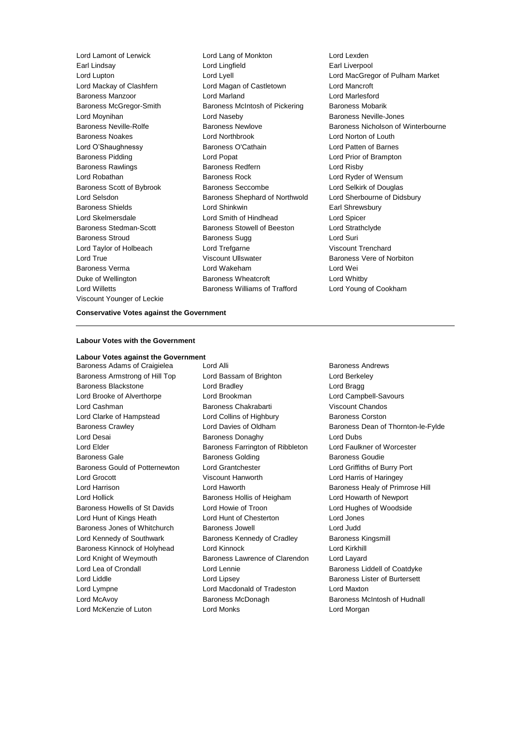Lord Lamont of Lerwick
Lord Lang of Monkton
Lord Lexden
Earl Lindsay
Lord Lingfield
Earl Liverpool
Lord Lupton
Lord Lyell
Lord MacGregor of Pulham Market
Lord Mackay of Clashfern
Lord Magan of Castletown
Lord Mancroft
Baroness Manzoor
Lord Marland
Lord Marlesford
Baroness McGregor-Smith
Baroness McIntosh of Pickering
Baroness Mobarik
Lord Moynihan
Lord Naseby
Baroness Neville-Jones
Baroness Neville-Rolfe
Baroness Newlove
Baroness Nicholson of Winterbourne
Baroness Noakes
Lord Northbrook
Lord Norton of Louth
Lord O'Shaughnessy
Baroness O'Cathain
Lord Patten of Barnes
Baroness Pidding
Lord Popat
Lord Prior of Brampton
Baroness Rawlings
Baroness Redfern
Lord Risby
Lord Robathan
Baroness Rock
Lord Ryder of Wensum
Baroness Scott of Bybrook
Baroness Seccombe
Lord Selkirk of Douglas
Lord Selsdon
Baroness Shephard of Northwold
Lord Sherbourne of Didsbury
Baroness Shields
Lord Shinkwin
Earl Shrewsbury
Lord Skelmersdale
Lord Smith of Hindhead
Lord Spicer
Baroness Stedman-Scott
Baroness Stowell of Beeston
Lord Strathclyde
Baroness Stroud
Baroness Sugg
Lord Suri
Lord Taylor of Holbeach
Lord Trefgarne
Viscount Trenchard
Lord True
Viscount Ullswater
Baroness Vere of Norbiton
Baroness Verma
Lord Wakeham
Lord Wei
Duke of Wellington
Baroness Wheatcroft
Lord Whitby
Lord Willetts
Baroness Williams of Trafford
Lord Young of Cookham
Viscount Younger of Leckie

**Conservative Votes against the Government**

---

**Labour Votes with the Government**

**Labour Votes against the Government**

Baroness Adams of Craigielea
Lord Alli
Baroness Andrews
Baroness Armstrong of Hill Top
Lord Bassam of Brighton
Lord Berkeley
Baroness Blackstone
Lord Bradley
Lord Bragg
Lord Brooke of Alverthorpe
Lord Brookman
Lord Campbell-Savours
Lord Cashman
Baroness Chakrabarti
Viscount Chandos
Lord Clarke of Hampstead
Lord Collins of Highbury
Baroness Corston
Baroness Crawley
Lord Davies of Oldham
Baroness Dean of Thornton-le-Fylde
Lord Desai
Baroness Donaghy
Lord Dubs
Lord Elder
Baroness Farrington of Ribbleton
Lord Faulkner of Worcester
Baroness Gale
Baroness Golding
Baroness Goudie
Baroness Gould of Potternewton
Lord Grantchester
Lord Griffiths of Burry Port
Lord Grocott
Viscount Hanworth
Lord Harris of Haringey
Lord Harrison
Lord Haworth
Baroness Healy of Primrose Hill
Lord Hollick
Baroness Hollis of Heigham
Lord Howarth of Newport
Baroness Howells of St Davids
Lord Howie of Troon
Lord Hughes of Woodside
Lord Hunt of Kings Heath
Lord Hunt of Chesterton
Lord Jones
Baroness Jones of Whitchurch
Baroness Jowell
Lord Judd
Lord Kennedy of Southwark
Baroness Kennedy of Cradley
Baroness Kingsmill
Baroness Kinnock of Holyhead
Lord Kinnock
Lord Kirkhill
Lord Knight of Weymouth
Baroness Lawrence of Clarendon
Lord Layard
Lord Lea of Crondall
Lord Lennie
Baroness Liddell of Coatdyke
Lord Liddle
Lord Lipsey
Baroness Lister of Burtersett
Lord Lympne
Lord Macdonald of Tradeston
Lord Maxton
Lord McAvoy
Baroness McDonagh
Baroness McIntosh of Hudnall
Lord McKenzie of Luton
Lord Monks
Lord Morgan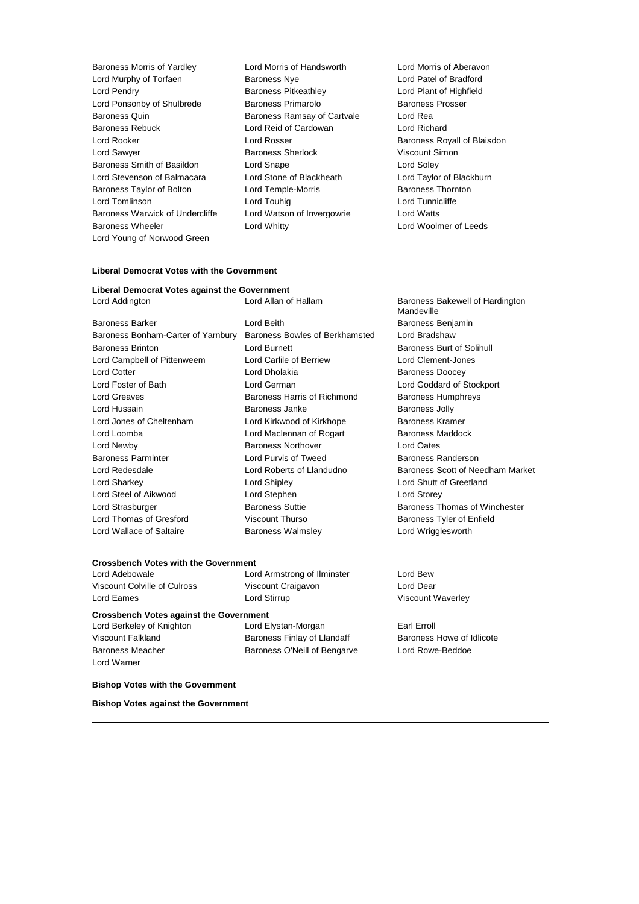Baroness Morris of Yardley
Lord Morris of Handsworth
Lord Morris of Aberavon
Lord Murphy of Torfaen
Baroness Nye
Lord Patel of Bradford
Lord Pendry
Baroness Pitkeathley
Lord Plant of Highfield
Lord Ponsonby of Shulbrede
Baroness Primarolo
Baroness Prosser
Baroness Quin
Baroness Ramsay of Cartvale
Lord Rea
Baroness Rebuck
Lord Reid of Cardowan
Lord Richard
Lord Rooker
Lord Rosser
Baroness Royall of Blaisdon
Lord Sawyer
Baroness Sherlock
Viscount Simon
Baroness Smith of Basildon
Lord Snape
Lord Soley
Lord Stevenson of Balmacara
Lord Stone of Blackheath
Lord Taylor of Blackburn
Baroness Taylor of Bolton
Lord Temple-Morris
Baroness Thornton
Lord Tomlinson
Lord Touhig
Lord Tunnicliffe
Baroness Warwick of Undercliffe
Lord Watson of Invergowrie
Lord Watts
Baroness Wheeler
Lord Whitty
Lord Woolmer of Leeds
Lord Young of Norwood Green

---

**Liberal Democrat Votes with the Government**

**Liberal Democrat Votes against the Government**

Lord Addington
Lord Allan of Hallam
Baroness Bakewell of Hardington Mandeville
Baroness Barker
Lord Beith
Baroness Benjamin
Baroness Bonham-Carter of Yarnbury
Baroness Bowles of Berkhamsted
Lord Bradshaw
Baroness Brinton
Lord Burnett
Baroness Burt of Solihull
Lord Campbell of Pittenweem
Lord Carlile of Berriew
Lord Clement-Jones
Lord Cotter
Lord Dholakia
Baroness Doocey
Lord Foster of Bath
Lord German
Lord Goddard of Stockport
Lord Greaves
Baroness Harris of Richmond
Baroness Humphreys
Lord Hussain
Baroness Janke
Baroness Jolly
Lord Jones of Cheltenham
Lord Kirkwood of Kirkhope
Baroness Kramer
Lord Loomba
Lord Maclennan of Rogart
Baroness Maddock
Lord Newby
Baroness Northover
Lord Oates
Baroness Parminter
Lord Purvis of Tweed
Baroness Randerson
Lord Redesdale
Lord Roberts of Llandudno
Baroness Scott of Needham Market
Lord Sharkey
Lord Shipley
Lord Shutt of Greetland
Lord Steel of Aikwood
Lord Stephen
Lord Storey
Lord Strasburger
Baroness Suttie
Baroness Thomas of Winchester
Lord Thomas of Gresford
Viscount Thurso
Baroness Tyler of Enfield
Lord Wallace of Saltaire
Baroness Walmsley
Lord Wrigglesworth

---

**Crossbench Votes with the Government**

Lord Adebowale
Lord Armstrong of Ilminster
Lord Bew
Viscount Colville of Culross
Viscount Craigavon
Lord Dear
Lord Eames
Lord Stirrup
Viscount Waverley

**Crossbench Votes against the Government**

Lord Berkeley of Knighton
Lord Elystan-Morgan
Earl Erroll
Viscount Falkland
Baroness Finlay of Llandaff
Baroness Howe of Idlicote
Baroness Meacher
Baroness O'Neill of Bengarve
Lord Rowe-Beddoe
Lord Warner

---

**Bishop Votes with the Government**

**Bishop Votes against the Government**

---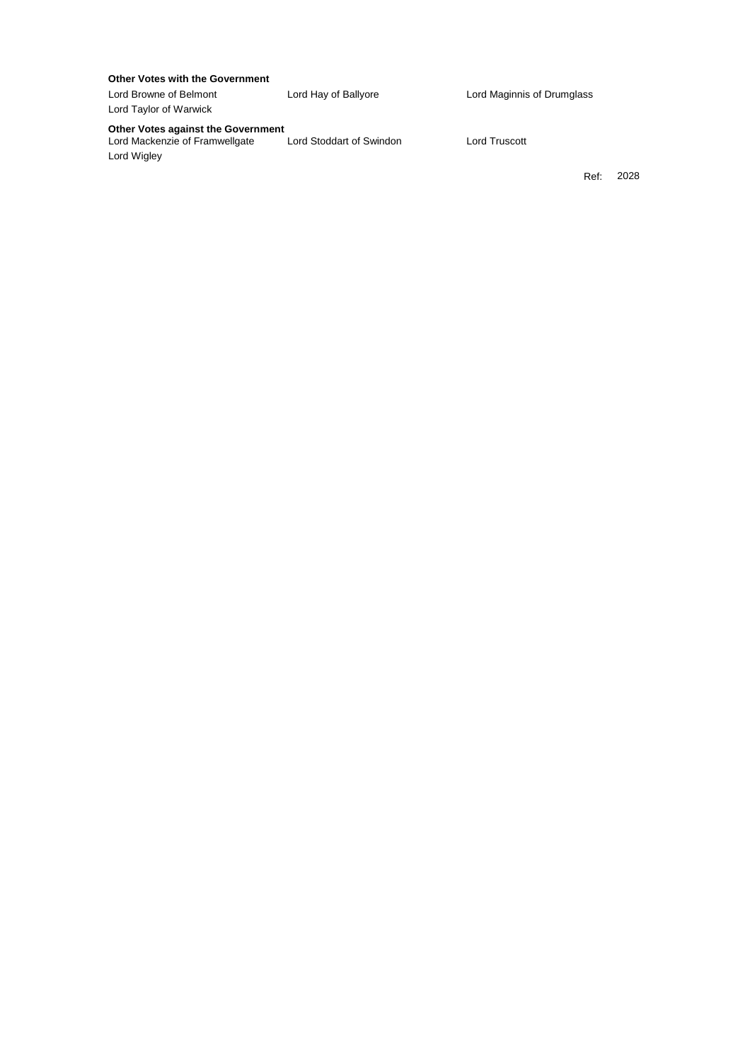**Other Votes with the Government**

| | | |
|---|---|---|
| Lord Browne of Belmont | Lord Hay of Ballyore | Lord Maginnis of Drumglass |
| Lord Taylor of Warwick | | |

**Other Votes against the Government**

| | | |
|---|---|---|
| Lord Mackenzie of Framwellgate | Lord Stoddart of Swindon | Lord Truscott |
| Lord Wigley | | |

Ref: 2028